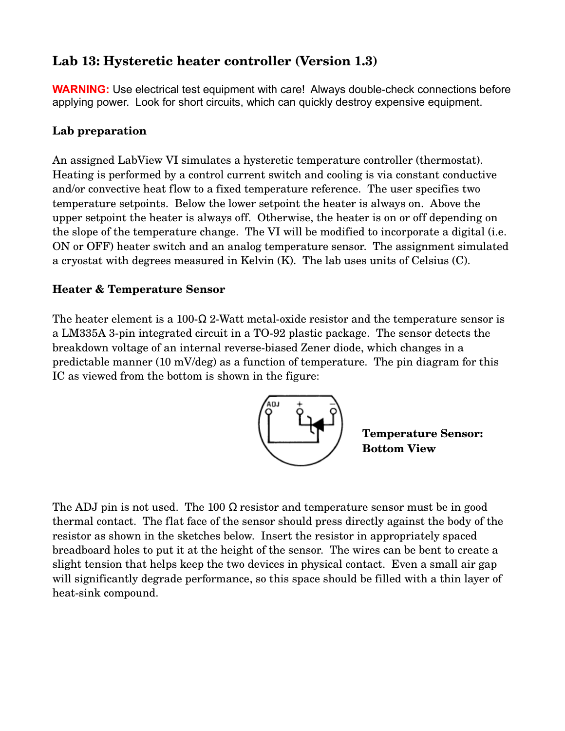# Lab 13: Hysteretic heater controller (Version 1.3)

**WARNING:** Use electrical test equipment with care! Always double-check connections before applying power. Look for short circuits, which can quickly destroy expensive equipment.

### Lab preparation

An assigned LabView VI simulates a hysteretic temperature controller (thermostat). Heating is performed by a control current switch and cooling is via constant conductive and/or convective heat flow to a fixed temperature reference. The user specifies two temperature setpoints. Below the lower setpoint the heater is always on. Above the upper setpoint the heater is always off. Otherwise, the heater is on or off depending on the slope of the temperature change. The VI will be modified to incorporate a digital (i.e. ON or OFF) heater switch and an analog temperature sensor. The assignment simulated a cryostat with degrees measured in Kelvin (K). The lab uses units of Celsius (C).

### Heater & Temperature Sensor

The heater element is a 100-Ω 2-Watt metal-oxide resistor and the temperature sensor is a LM335A 3-pin integrated circuit in a TO-92 plastic package. The sensor detects the breakdown voltage of an internal reverse-biased Zener diode, which changes in a predictable manner (10 mV/deg) as a function of temperature. The pin diagram for this IC as viewed from the bottom is shown in the figure:

ADJ + −

**Temperature Sensor: Bottom View**

The ADJ pin is not used. The 100 Ω resistor and temperature sensor must be in good thermal contact. The flat face of the sensor should press directly against the body of the resistor as shown in the sketches below. Insert the resistor in appropriately spaced breadboard holes to put it at the height of the sensor. The wires can be bent to create a slight tension that helps keep the two devices in physical contact. Even a small air gap will significantly degrade performance, so this space should be filled with a thin layer of heat-sink compound.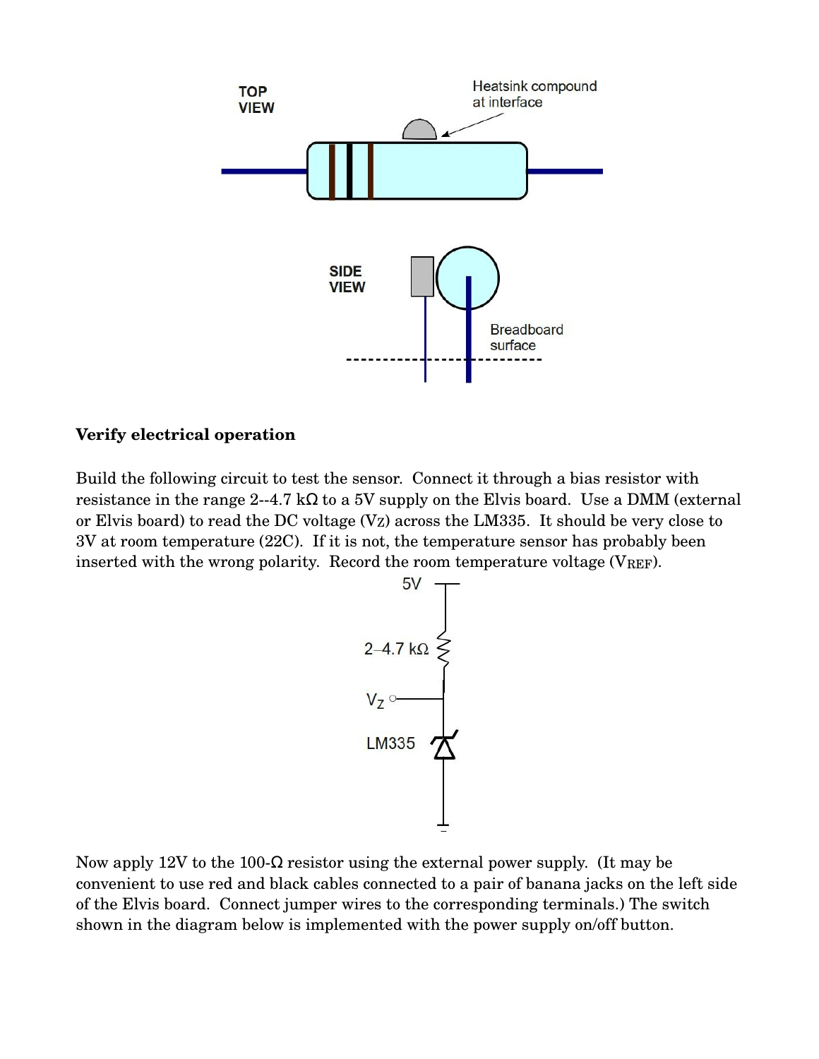**Verify electrical operation**

Build the following circuit to test the sensor. Connect it through a bias resistor with resistance in the range 2--4.7 kΩ to a 5V supply on the Elvis board. Use a DMM (external or Elvis board) to read the DC voltage ($V_Z$) across the LM335. It should be very close to 3V at room temperature (22C). If it is not, the temperature sensor has probably been inserted with the wrong polarity. Record the room temperature voltage ($V_{REF}$).

Now apply 12V to the 100-Ω resistor using the external power supply. (It may be convenient to use red and black cables connected to a pair of banana jacks on the left side of the Elvis board. Connect jumper wires to the corresponding terminals.) The switch shown in the diagram below is implemented with the power supply on/off button.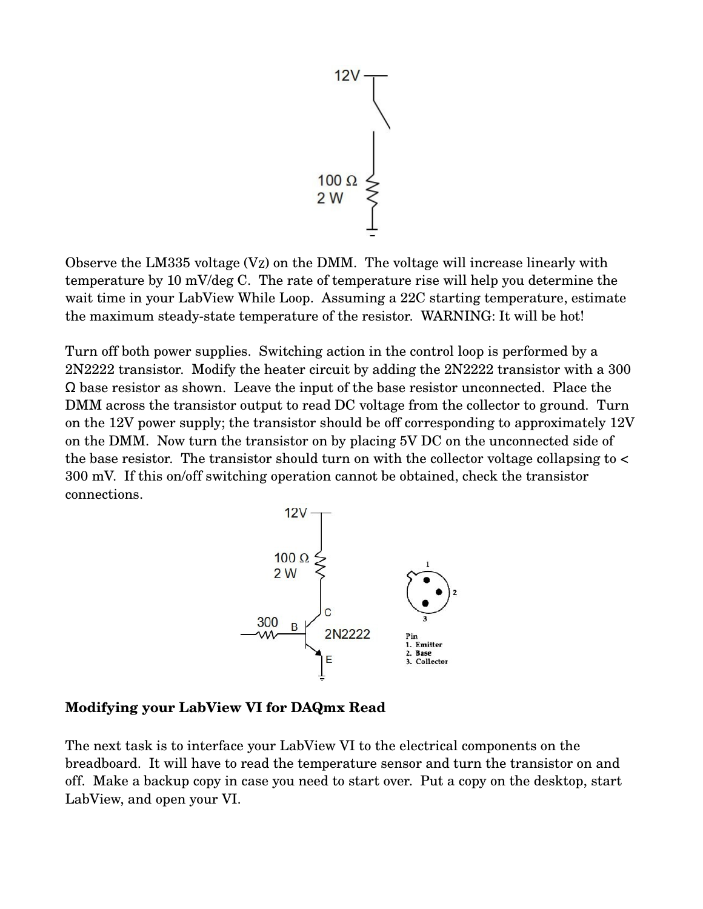Observe the LM335 voltage ($V_Z$) on the DMM. The voltage will increase linearly with temperature by 10 mV/deg C. The rate of temperature rise will help you determine the wait time in your LabView While Loop. Assuming a 22C starting temperature, estimate the maximum steady-state temperature of the resistor. WARNING: It will be hot!

Turn off both power supplies. Switching action in the control loop is performed by a 2N2222 transistor. Modify the heater circuit by adding the 2N2222 transistor with a 300 Ω base resistor as shown. Leave the input of the base resistor unconnected. Place the DMM across the transistor output to read DC voltage from the collector to ground. Turn on the 12V power supply; the transistor should be off corresponding to approximately 12V on the DMM. Now turn the transistor on by placing 5V DC on the unconnected side of the base resistor. The transistor should turn on with the collector voltage collapsing to < 300 mV. If this on/off switching operation cannot be obtained, check the transistor connections.

**Modifying your LabView VI for DAQmx Read**

The next task is to interface your LabView VI to the electrical components on the breadboard. It will have to read the temperature sensor and turn the transistor on and off. Make a backup copy in case you need to start over. Put a copy on the desktop, start LabView, and open your VI.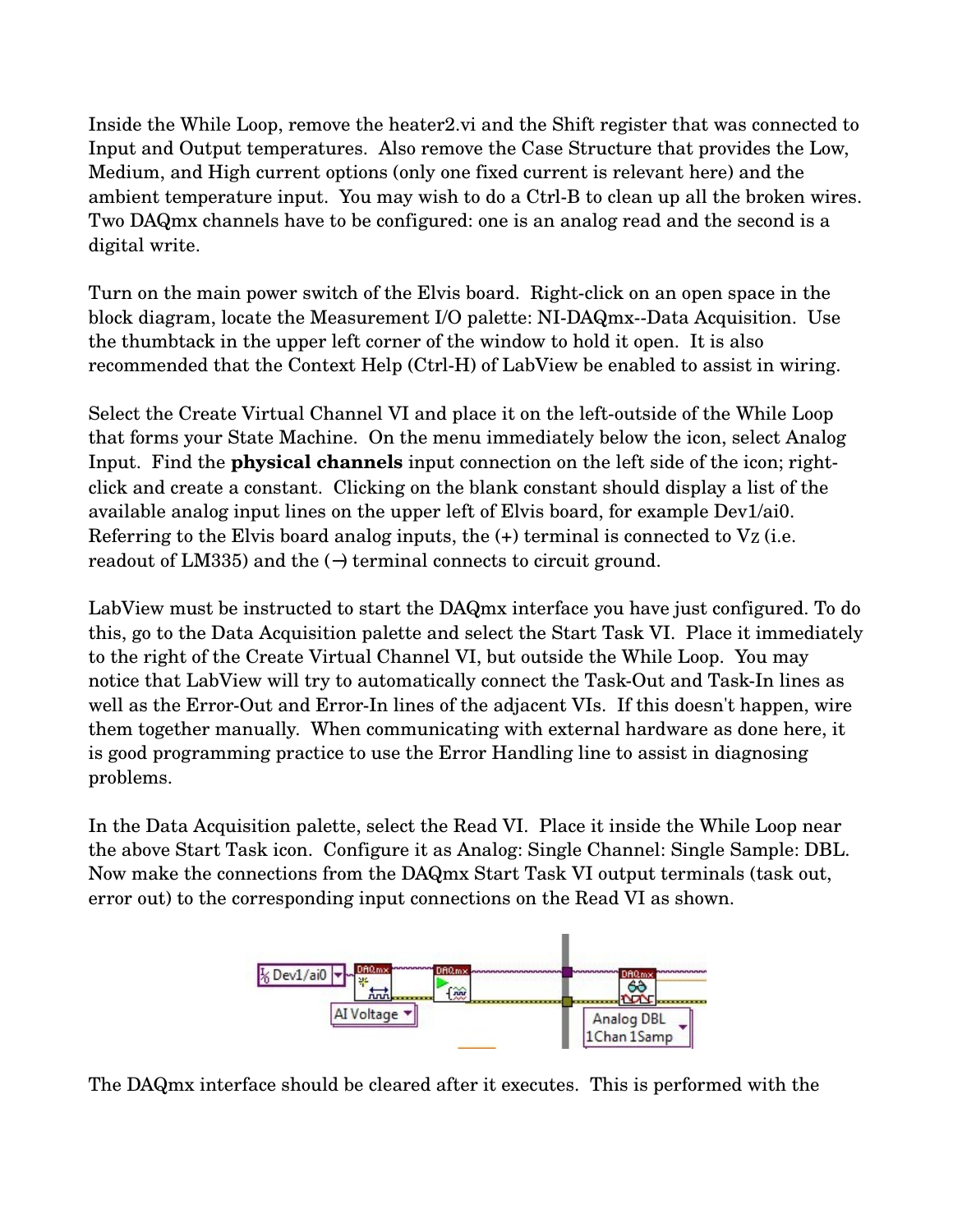Inside the While Loop, remove the heater2.vi and the Shift register that was connected to Input and Output temperatures. Also remove the Case Structure that provides the Low, Medium, and High current options (only one fixed current is relevant here) and the ambient temperature input. You may wish to do a Ctrl-B to clean up all the broken wires. Two DAQmx channels have to be configured: one is an analog read and the second is a digital write.

Turn on the main power switch of the Elvis board. Right-click on an open space in the block diagram, locate the Measurement I/O palette: NI-DAQmx--Data Acquisition. Use the thumbtack in the upper left corner of the window to hold it open. It is also recommended that the Context Help (Ctrl-H) of LabView be enabled to assist in wiring.

Select the Create Virtual Channel VI and place it on the left-outside of the While Loop that forms your State Machine. On the menu immediately below the icon, select Analog Input. Find the **physical channels** input connection on the left side of the icon; right-click and create a constant. Clicking on the blank constant should display a list of the available analog input lines on the upper left of Elvis board, for example Dev1/ai0. Referring to the Elvis board analog inputs, the (+) terminal is connected to $V_Z$ (i.e. readout of LM335) and the (−) terminal connects to circuit ground.

LabView must be instructed to start the DAQmx interface you have just configured. To do this, go to the Data Acquisition palette and select the Start Task VI. Place it immediately to the right of the Create Virtual Channel VI, but outside the While Loop. You may notice that LabView will try to automatically connect the Task-Out and Task-In lines as well as the Error-Out and Error-In lines of the adjacent VIs. If this doesn't happen, wire them together manually. When communicating with external hardware as done here, it is good programming practice to use the Error Handling line to assist in diagnosing problems.

In the Data Acquisition palette, select the Read VI. Place it inside the While Loop near the above Start Task icon. Configure it as Analog: Single Channel: Single Sample: DBL. Now make the connections from the DAQmx Start Task VI output terminals (task out, error out) to the corresponding input connections on the Read VI as shown.

The DAQmx interface should be cleared after it executes. This is performed with the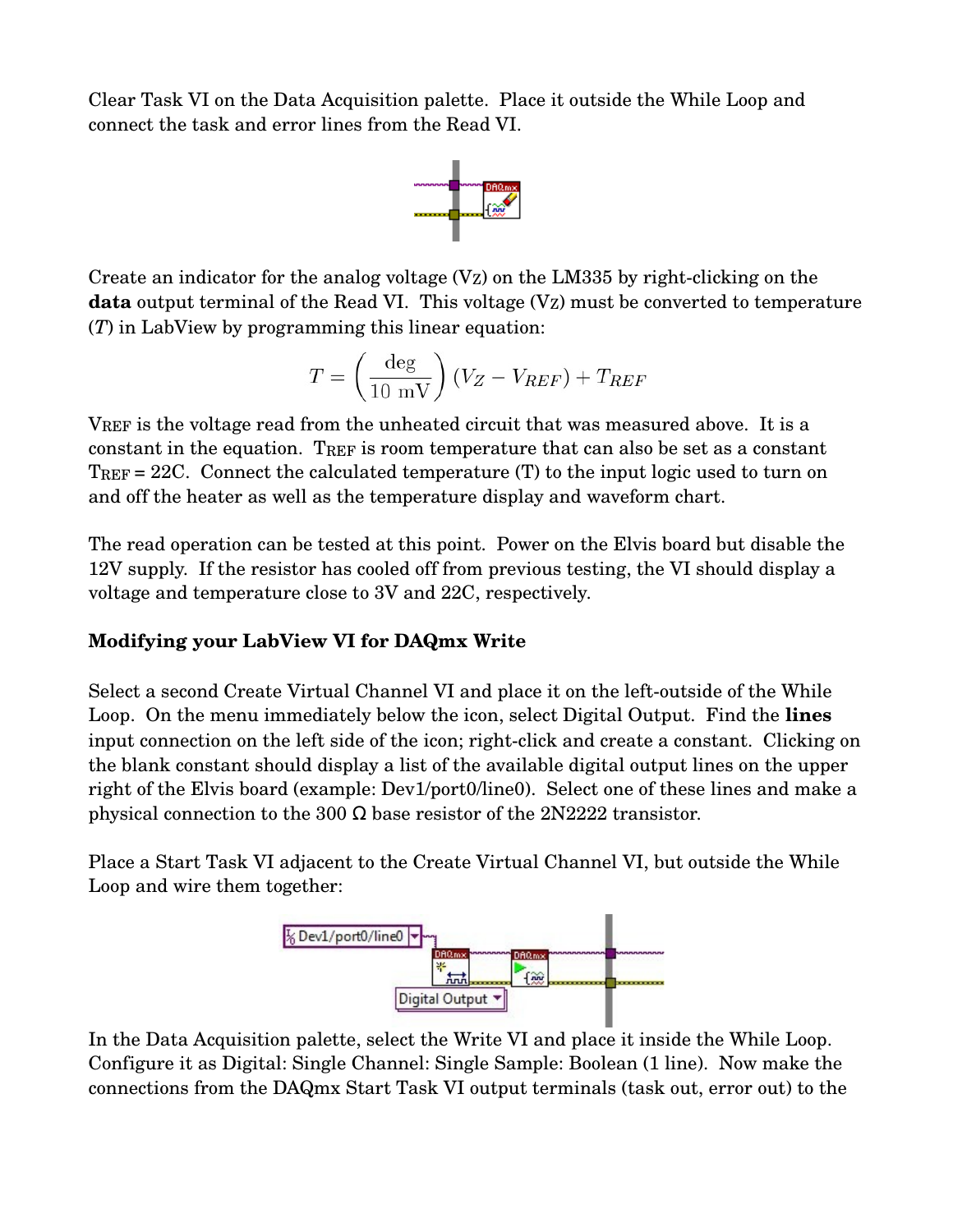Clear Task VI on the Data Acquisition palette. Place it outside the While Loop and connect the task and error lines from the Read VI.

Create an indicator for the analog voltage ($V_Z$) on the LM335 by right-clicking on the **data** output terminal of the Read VI. This voltage ($V_Z$) must be converted to temperature ($T$) in LabView by programming this linear equation:

$$T = \left(\frac{\text{deg}}{10\text{ mV}}\right)(V_Z - V_{REF}) + T_{REF}$$

$V_{REF}$ is the voltage read from the unheated circuit that was measured above. It is a constant in the equation. $T_{REF}$ is room temperature that can also be set as a constant $T_{REF}$ = 22C. Connect the calculated temperature (T) to the input logic used to turn on and off the heater as well as the temperature display and waveform chart.

The read operation can be tested at this point. Power on the Elvis board but disable the 12V supply. If the resistor has cooled off from previous testing, the VI should display a voltage and temperature close to 3V and 22C, respectively.

**Modifying your LabView VI for DAQmx Write**

Select a second Create Virtual Channel VI and place it on the left-outside of the While Loop. On the menu immediately below the icon, select Digital Output. Find the **lines** input connection on the left side of the icon; right-click and create a constant. Clicking on the blank constant should display a list of the available digital output lines on the upper right of the Elvis board (example: Dev1/port0/line0). Select one of these lines and make a physical connection to the 300 Ω base resistor of the 2N2222 transistor.

Place a Start Task VI adjacent to the Create Virtual Channel VI, but outside the While Loop and wire them together:

In the Data Acquisition palette, select the Write VI and place it inside the While Loop. Configure it as Digital: Single Channel: Single Sample: Boolean (1 line). Now make the connections from the DAQmx Start Task VI output terminals (task out, error out) to the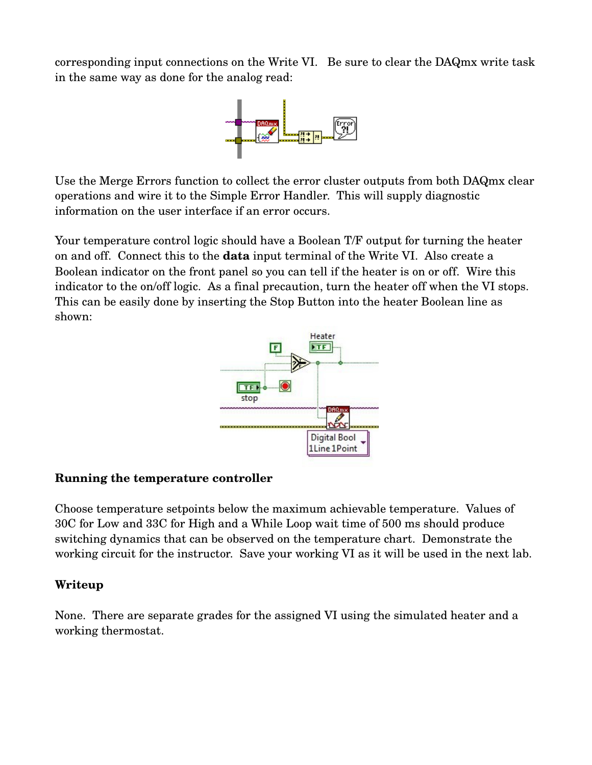corresponding input connections on the Write VI. Be sure to clear the DAQmx write task in the same way as done for the analog read:

Use the Merge Errors function to collect the error cluster outputs from both DAQmx clear operations and wire it to the Simple Error Handler. This will supply diagnostic information on the user interface if an error occurs.

Your temperature control logic should have a Boolean T/F output for turning the heater on and off. Connect this to the **data** input terminal of the Write VI. Also create a Boolean indicator on the front panel so you can tell if the heater is on or off. Wire this indicator to the on/off logic. As a final precaution, turn the heater off when the VI stops. This can be easily done by inserting the Stop Button into the heater Boolean line as shown:

### Running the temperature controller

Choose temperature setpoints below the maximum achievable temperature. Values of 30C for Low and 33C for High and a While Loop wait time of 500 ms should produce switching dynamics that can be observed on the temperature chart. Demonstrate the working circuit for the instructor. Save your working VI as it will be used in the next lab.

### Writeup

None. There are separate grades for the assigned VI using the simulated heater and a working thermostat.